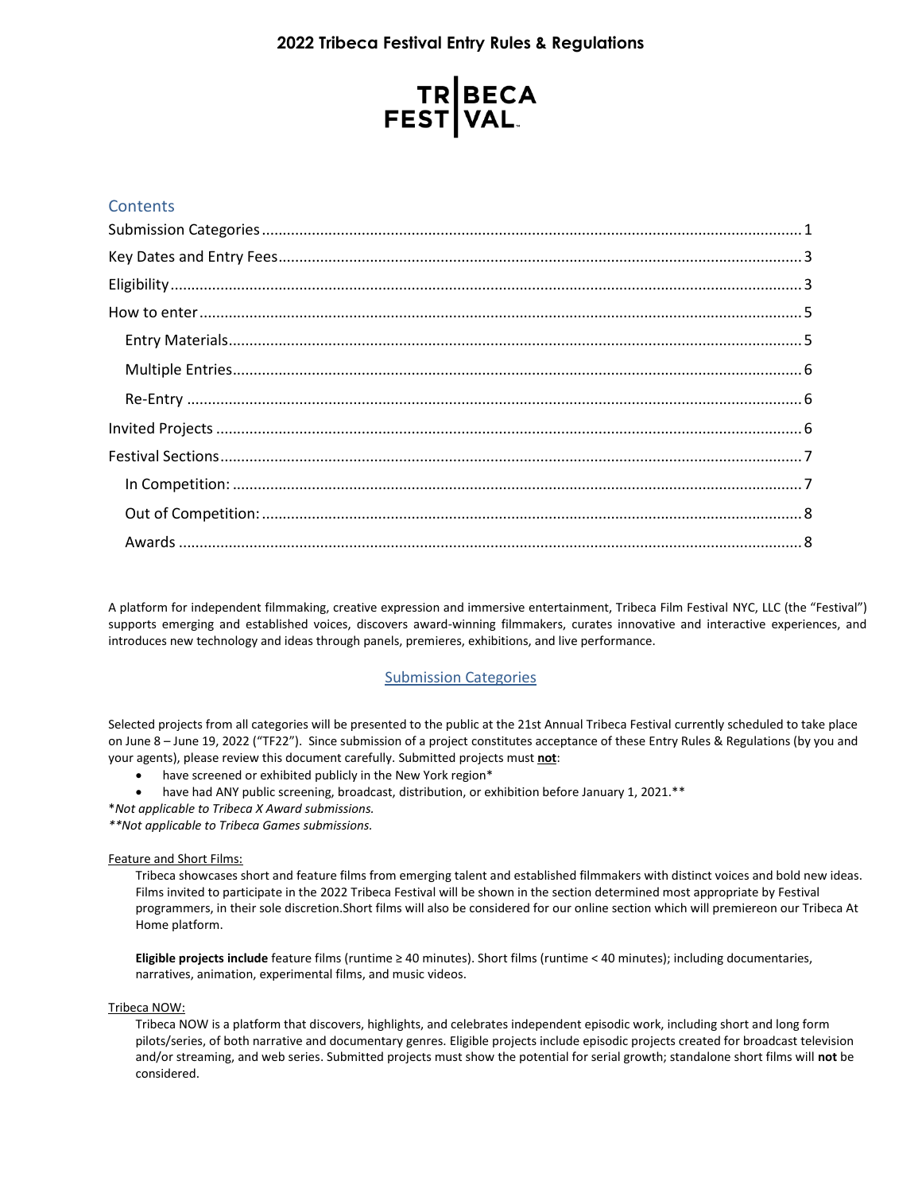# 2022 Tribeca Festival Entry Rules & Regulations

TRIBECA FESTIVAL

## Contents

- Submission Categories ........ 1
- Key Dates and Entry Fees ........ 3
- Eligibility ........ 3
- How to enter ........ 5
  - Entry Materials ........ 5
  - Multiple Entries ........ 6
  - Re-Entry ........ 6
- Invited Projects ........ 6
- Festival Sections ........ 7
  - In Competition: ........ 7
  - Out of Competition: ........ 8
  - Awards ........ 8

A platform for independent filmmaking, creative expression and immersive entertainment, Tribeca Film Festival NYC, LLC (the "Festival") supports emerging and established voices, discovers award-winning filmmakers, curates innovative and interactive experiences, and introduces new technology and ideas through panels, premieres, exhibitions, and live performance.

## Submission Categories

Selected projects from all categories will be presented to the public at the 21st Annual Tribeca Festival currently scheduled to take place on June 8 – June 19, 2022 ("TF22"). Since submission of a project constitutes acceptance of these Entry Rules & Regulations (by you and your agents), please review this document carefully. Submitted projects must **not**:

- have screened or exhibited publicly in the New York region*
- have had ANY public screening, broadcast, distribution, or exhibition before January 1, 2021.**

*\*Not applicable to Tribeca X Award submissions.*
*\*\*Not applicable to Tribeca Games submissions.*

Feature and Short Films:

Tribeca showcases short and feature films from emerging talent and established filmmakers with distinct voices and bold new ideas. Films invited to participate in the 2022 Tribeca Festival will be shown in the section determined most appropriate by Festival programmers, in their sole discretion.Short films will also be considered for our online section which will premiereon our Tribeca At Home platform.

**Eligible projects include** feature films (runtime ≥ 40 minutes). Short films (runtime < 40 minutes); including documentaries, narratives, animation, experimental films, and music videos.

Tribeca NOW:

Tribeca NOW is a platform that discovers, highlights, and celebrates independent episodic work, including short and long form pilots/series, of both narrative and documentary genres. Eligible projects include episodic projects created for broadcast television and/or streaming, and web series. Submitted projects must show the potential for serial growth; standalone short films will **not** be considered.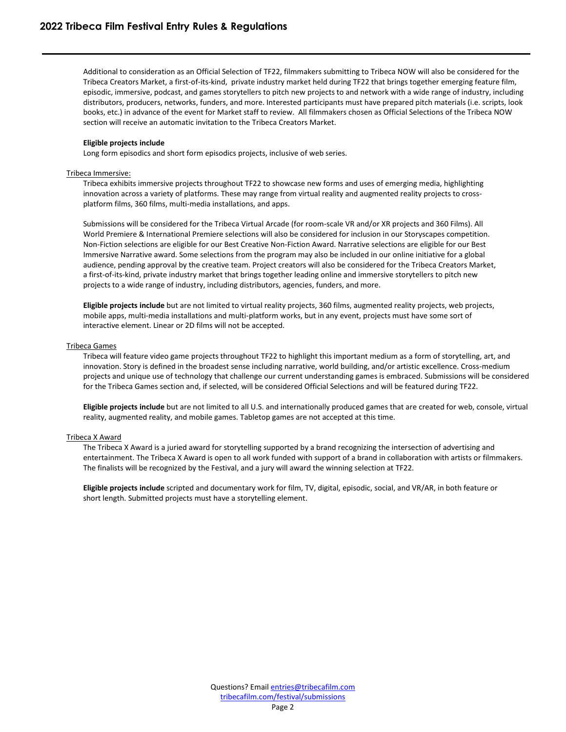Additional to consideration as an Official Selection of TF22, filmmakers submitting to Tribeca NOW will also be considered for the Tribeca Creators Market, a first-of-its-kind, private industry market held during TF22 that brings together emerging feature film, episodic, immersive, podcast, and games storytellers to pitch new projects to and network with a wide range of industry, including distributors, producers, networks, funders, and more. Interested participants must have prepared pitch materials (i.e. scripts, look books, etc.) in advance of the event for Market staff to review. All filmmakers chosen as Official Selections of the Tribeca NOW section will receive an automatic invitation to the Tribeca Creators Market.

**Eligible projects include**
Long form episodics and short form episodics projects, inclusive of web series.

Tribeca Immersive:

Tribeca exhibits immersive projects throughout TF22 to showcase new forms and uses of emerging media, highlighting innovation across a variety of platforms. These may range from virtual reality and augmented reality projects to cross-platform films, 360 films, multi-media installations, and apps.

Submissions will be considered for the Tribeca Virtual Arcade (for room-scale VR and/or XR projects and 360 Films). All World Premiere & International Premiere selections will also be considered for inclusion in our Storyscapes competition. Non-Fiction selections are eligible for our Best Creative Non-Fiction Award. Narrative selections are eligible for our Best Immersive Narrative award. Some selections from the program may also be included in our online initiative for a global audience, pending approval by the creative team. Project creators will also be considered for the Tribeca Creators Market, a first-of-its-kind, private industry market that brings together leading online and immersive storytellers to pitch new projects to a wide range of industry, including distributors, agencies, funders, and more.

**Eligible projects include** but are not limited to virtual reality projects, 360 films, augmented reality projects, web projects, mobile apps, multi-media installations and multi-platform works, but in any event, projects must have some sort of interactive element. Linear or 2D films will not be accepted.

Tribeca Games

Tribeca will feature video game projects throughout TF22 to highlight this important medium as a form of storytelling, art, and innovation. Story is defined in the broadest sense including narrative, world building, and/or artistic excellence. Cross-medium projects and unique use of technology that challenge our current understanding games is embraced. Submissions will be considered for the Tribeca Games section and, if selected, will be considered Official Selections and will be featured during TF22.

**Eligible projects include** but are not limited to all U.S. and internationally produced games that are created for web, console, virtual reality, augmented reality, and mobile games. Tabletop games are not accepted at this time.

Tribeca X Award

The Tribeca X Award is a juried award for storytelling supported by a brand recognizing the intersection of advertising and entertainment. The Tribeca X Award is open to all work funded with support of a brand in collaboration with artists or filmmakers. The finalists will be recognized by the Festival, and a jury will award the winning selection at TF22.

**Eligible projects include** scripted and documentary work for film, TV, digital, episodic, social, and VR/AR, in both feature or short length. Submitted projects must have a storytelling element.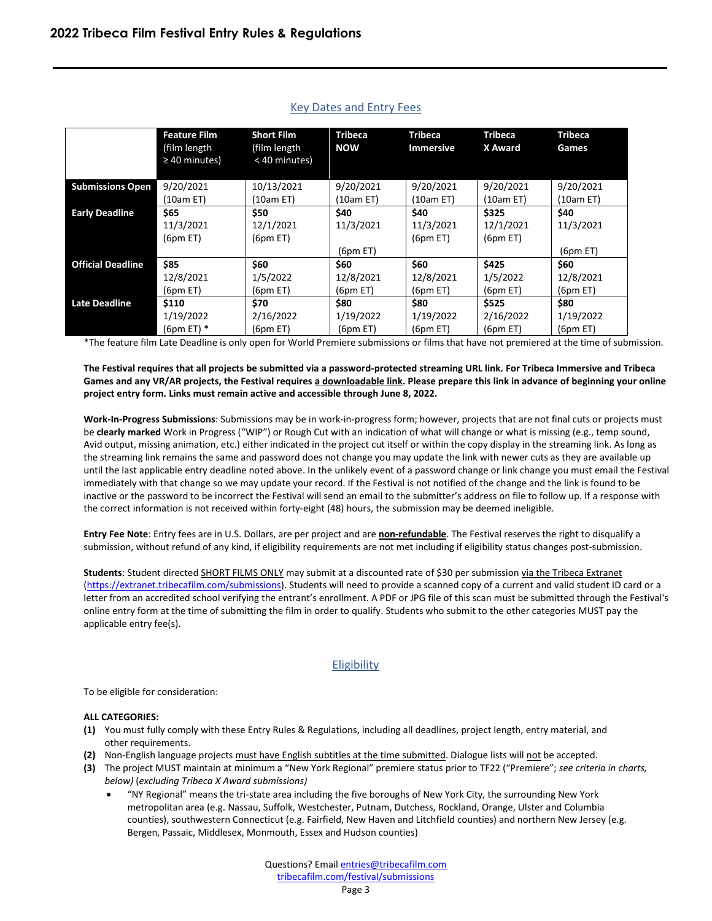## Key Dates and Entry Fees

| | Feature Film (film length ≥ 40 minutes) | Short Film (film length < 40 minutes) | Tribeca NOW | Tribeca Immersive | Tribeca X Award | Tribeca Games |
|---|---|---|---|---|---|---|
| **Submissions Open** | 9/20/2021 (10am ET) | 10/13/2021 (10am ET) | 9/20/2021 (10am ET) | 9/20/2021 (10am ET) | 9/20/2021 (10am ET) | 9/20/2021 (10am ET) |
| **Early Deadline** | **$65** 11/3/2021 (6pm ET) | **$50** 12/1/2021 (6pm ET) | **$40** 11/3/2021 (6pm ET) | **$40** 11/3/2021 (6pm ET) | **$325** 12/1/2021 (6pm ET) | **$40** 11/3/2021 (6pm ET) |
| **Official Deadline** | **$85** 12/8/2021 (6pm ET) | **$60** 1/5/2022 (6pm ET) | **$60** 12/8/2021 (6pm ET) | **$60** 12/8/2021 (6pm ET) | **$425** 1/5/2022 (6pm ET) | **$60** 12/8/2021 (6pm ET) |
| **Late Deadline** | **$110** 1/19/2022 (6pm ET) * | **$70** 2/16/2022 (6pm ET) | **$80** 1/19/2022 (6pm ET) | **$80** 1/19/2022 (6pm ET) | **$525** 2/16/2022 (6pm ET) | **$80** 1/19/2022 (6pm ET) |

*The feature film Late Deadline is only open for World Premiere submissions or films that have not premiered at the time of submission.

**The Festival requires that all projects be submitted via a password-protected streaming URL link. For Tribeca Immersive and Tribeca Games and any VR/AR projects, the Festival requires a downloadable link. Please prepare this link in advance of beginning your online project entry form. Links must remain active and accessible through June 8, 2022.**

**Work-In-Progress Submissions**: Submissions may be in work-in-progress form; however, projects that are not final cuts or projects must be **clearly marked** Work in Progress ("WIP") or Rough Cut with an indication of what will change or what is missing (e.g., temp sound, Avid output, missing animation, etc.) either indicated in the project cut itself or within the copy display in the streaming link. As long as the streaming link remains the same and password does not change you may update the link with newer cuts as they are available up until the last applicable entry deadline noted above. In the unlikely event of a password change or link change you must email the Festival immediately with that change so we may update your record. If the Festival is not notified of the change and the link is found to be inactive or the password to be incorrect the Festival will send an email to the submitter's address on file to follow up. If a response with the correct information is not received within forty-eight (48) hours, the submission may be deemed ineligible.

**Entry Fee Note**: Entry fees are in U.S. Dollars, are per project and are **non-refundable**. The Festival reserves the right to disqualify a submission, without refund of any kind, if eligibility requirements are not met including if eligibility status changes post-submission.

**Students**: Student directed SHORT FILMS ONLY may submit at a discounted rate of $30 per submission via the Tribeca Extranet (https://extranet.tribecafilm.com/submissions). Students will need to provide a scanned copy of a current and valid student ID card or a letter from an accredited school verifying the entrant's enrollment. A PDF or JPG file of this scan must be submitted through the Festival's online entry form at the time of submitting the film in order to qualify. Students who submit to the other categories MUST pay the applicable entry fee(s).

## Eligibility

To be eligible for consideration:

**ALL CATEGORIES:**

**(1)** You must fully comply with these Entry Rules & Regulations, including all deadlines, project length, entry material, and other requirements.

**(2)** Non-English language projects must have English subtitles at the time submitted. Dialogue lists will not be accepted.

**(3)** The project MUST maintain at minimum a "New York Regional" premiere status prior to TF22 ("Premiere"; *see criteria in charts, below)* (*excluding Tribeca X Award submissions)*

- "NY Regional" means the tri-state area including the five boroughs of New York City, the surrounding New York metropolitan area (e.g. Nassau, Suffolk, Westchester, Putnam, Dutchess, Rockland, Orange, Ulster and Columbia counties), southwestern Connecticut (e.g. Fairfield, New Haven and Litchfield counties) and northern New Jersey (e.g. Bergen, Passaic, Middlesex, Monmouth, Essex and Hudson counties)

Questions? Email entries@tribecafilm.com
tribecafilm.com/festival/submissions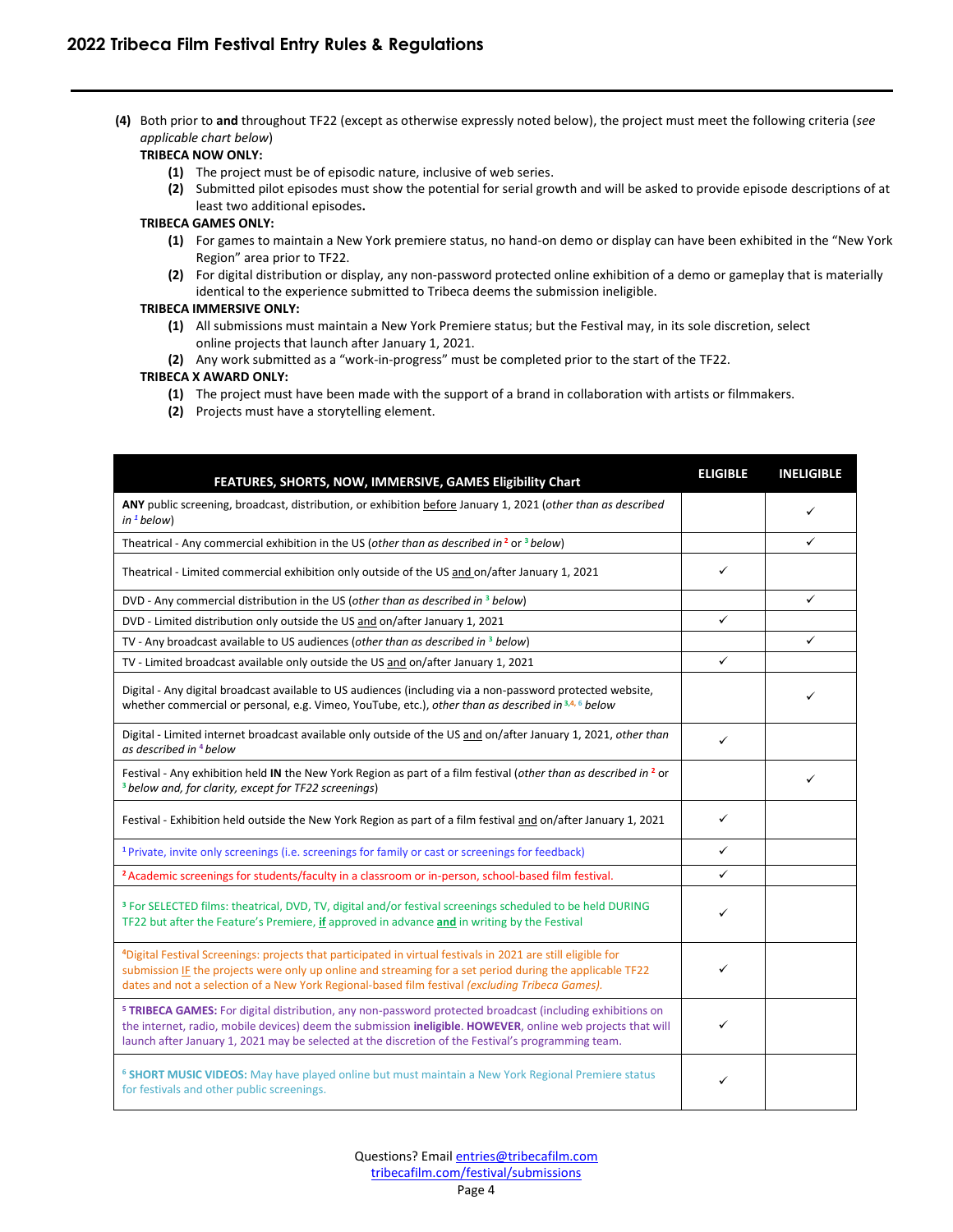**(4)** Both prior to **and** throughout TF22 (except as otherwise expressly noted below), the project must meet the following criteria (*see applicable chart below*)

**TRIBECA NOW ONLY:**

- **(1)** The project must be of episodic nature, inclusive of web series.
- **(2)** Submitted pilot episodes must show the potential for serial growth and will be asked to provide episode descriptions of at least two additional episodes**.**

**TRIBECA GAMES ONLY:**

- **(1)** For games to maintain a New York premiere status, no hand-on demo or display can have been exhibited in the "New York Region" area prior to TF22.
- **(2)** For digital distribution or display, any non-password protected online exhibition of a demo or gameplay that is materially identical to the experience submitted to Tribeca deems the submission ineligible.

**TRIBECA IMMERSIVE ONLY:**

- **(1)** All submissions must maintain a New York Premiere status; but the Festival may, in its sole discretion, select online projects that launch after January 1, 2021.
- **(2)** Any work submitted as a "work-in-progress" must be completed prior to the start of the TF22.

**TRIBECA X AWARD ONLY:**

- **(1)** The project must have been made with the support of a brand in collaboration with artists or filmmakers.
- **(2)** Projects must have a storytelling element.

| FEATURES, SHORTS, NOW, IMMERSIVE, GAMES Eligibility Chart | ELIGIBLE | INELIGIBLE |
|---|---|---|
| **ANY** public screening, broadcast, distribution, or exhibition before January 1, 2021 (*other than as described in* [1] *below*) | | ✓ |
| Theatrical - Any commercial exhibition in the US (*other than as described in* [2] or [3] *below*) | | ✓ |
| Theatrical - Limited commercial exhibition only outside of the US and on/after January 1, 2021 | ✓ | |
| DVD - Any commercial distribution in the US (*other than as described in* [3] *below*) | | ✓ |
| DVD - Limited distribution only outside the US and on/after January 1, 2021 | ✓ | |
| TV - Any broadcast available to US audiences (*other than as described in* [3] *below*) | | ✓ |
| TV - Limited broadcast available only outside the US and on/after January 1, 2021 | ✓ | |
| Digital - Any digital broadcast available to US audiences (including via a non-password protected website, whether commercial or personal, e.g. Vimeo, YouTube, etc.), *other than as described in* [3,4, 6] *below* | | ✓ |
| Digital - Limited internet broadcast available only outside of the US and on/after January 1, 2021, *other than as described in* [4] *below* | ✓ | |
| Festival - Any exhibition held **IN** the New York Region as part of a film festival (*other than as described in* [2] or [3] *below and, for clarity, except for TF22 screenings*) | | ✓ |
| Festival - Exhibition held outside the New York Region as part of a film festival and on/after January 1, 2021 | ✓ | |
| [1] Private, invite only screenings (i.e. screenings for family or cast or screenings for feedback) | ✓ | |
| [2] Academic screenings for students/faculty in a classroom or in-person, school-based film festival. | ✓ | |
| [3] For SELECTED films: theatrical, DVD, TV, digital and/or festival screenings scheduled to be held DURING TF22 but after the Feature's Premiere, IF approved in advance **and** in writing by the Festival | ✓ | |
| [4] Digital Festival Screenings: projects that participated in virtual festivals in 2021 are still eligible for submission IF the projects were only up online and streaming for a set period during the applicable TF22 dates and not a selection of a New York Regional-based film festival *(excluding Tribeca Games).* | ✓ | |
| [5] **TRIBECA GAMES:** For digital distribution, any non-password protected broadcast (including exhibitions on the internet, radio, mobile devices) deem the submission **ineligible**. **HOWEVER**, online web projects that will launch after January 1, 2021 may be selected at the discretion of the Festival's programming team. | ✓ | |
| [6] **SHORT MUSIC VIDEOS:** May have played online but must maintain a New York Regional Premiere status for festivals and other public screenings. | ✓ | |

Questions? Email entries@tribecafilm.com
tribecafilm.com/festival/submissions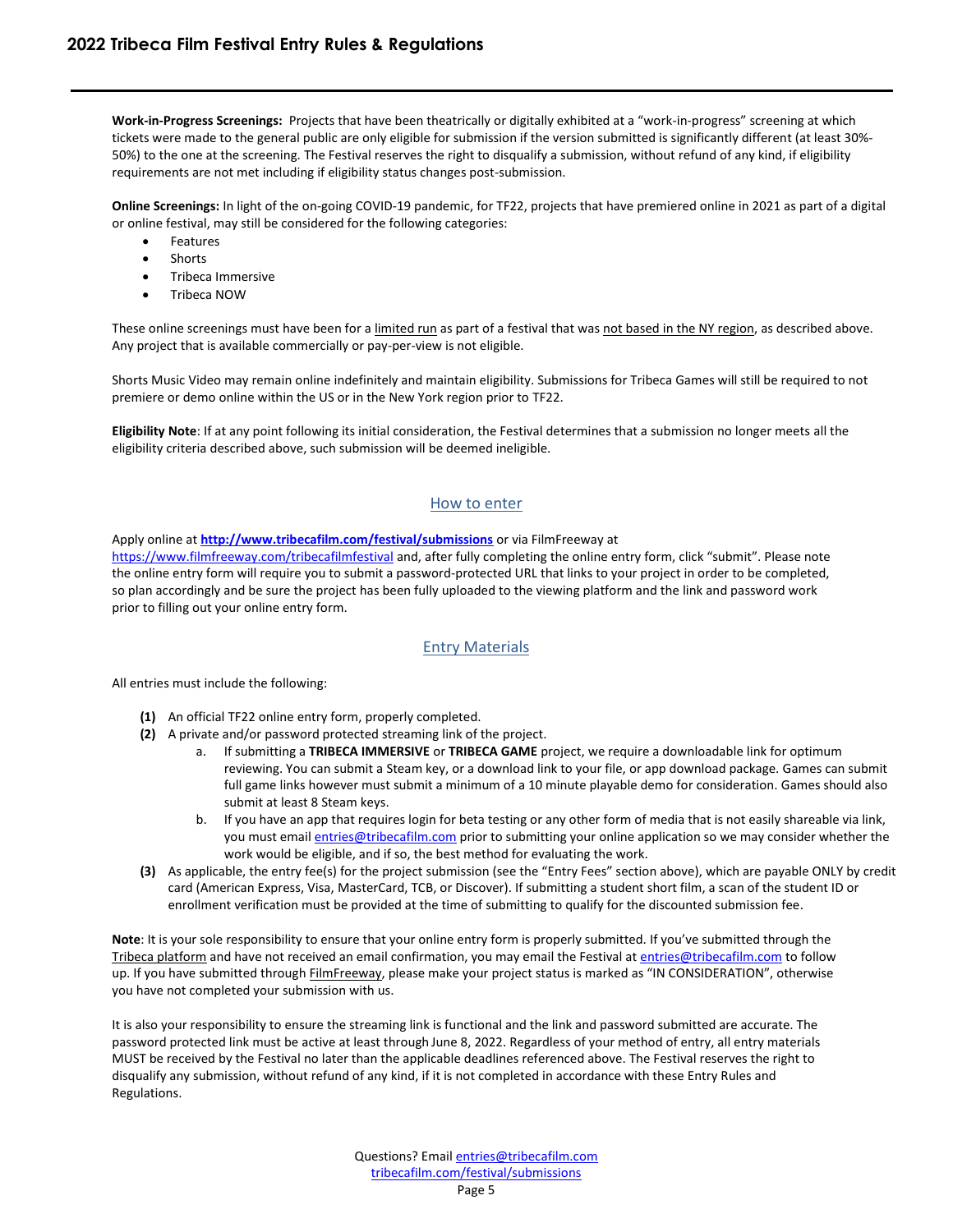**Work-in-Progress Screenings:** Projects that have been theatrically or digitally exhibited at a "work-in-progress" screening at which tickets were made to the general public are only eligible for submission if the version submitted is significantly different (at least 30%-50%) to the one at the screening. The Festival reserves the right to disqualify a submission, without refund of any kind, if eligibility requirements are not met including if eligibility status changes post-submission.

**Online Screenings:** In light of the on-going COVID-19 pandemic, for TF22, projects that have premiered online in 2021 as part of a digital or online festival, may still be considered for the following categories:

- Features
- Shorts
- Tribeca Immersive
- Tribeca NOW

These online screenings must have been for a limited run as part of a festival that was not based in the NY region, as described above. Any project that is available commercially or pay-per-view is not eligible.

Shorts Music Video may remain online indefinitely and maintain eligibility. Submissions for Tribeca Games will still be required to not premiere or demo online within the US or in the New York region prior to TF22.

**Eligibility Note**: If at any point following its initial consideration, the Festival determines that a submission no longer meets all the eligibility criteria described above, such submission will be deemed ineligible.

## How to enter

Apply online at **http://www.tribecafilm.com/festival/submissions** or via FilmFreeway at https://www.filmfreeway.com/tribecafilmfestival and, after fully completing the online entry form, click "submit". Please note the online entry form will require you to submit a password-protected URL that links to your project in order to be completed, so plan accordingly and be sure the project has been fully uploaded to the viewing platform and the link and password work prior to filling out your online entry form.

## Entry Materials

All entries must include the following:

**(1)** An official TF22 online entry form, properly completed.

**(2)** A private and/or password protected streaming link of the project.

  a. If submitting a **TRIBECA IMMERSIVE** or **TRIBECA GAME** project, we require a downloadable link for optimum reviewing. You can submit a Steam key, or a download link to your file, or app download package. Games can submit full game links however must submit a minimum of a 10 minute playable demo for consideration. Games should also submit at least 8 Steam keys.

  b. If you have an app that requires login for beta testing or any other form of media that is not easily shareable via link, you must email entries@tribecafilm.com prior to submitting your online application so we may consider whether the work would be eligible, and if so, the best method for evaluating the work.

**(3)** As applicable, the entry fee(s) for the project submission (see the "Entry Fees" section above), which are payable ONLY by credit card (American Express, Visa, MasterCard, TCB, or Discover). If submitting a student short film, a scan of the student ID or enrollment verification must be provided at the time of submitting to qualify for the discounted submission fee.

**Note**: It is your sole responsibility to ensure that your online entry form is properly submitted. If you've submitted through the Tribeca platform and have not received an email confirmation, you may email the Festival at entries@tribecafilm.com to follow up. If you have submitted through FilmFreeway, please make your project status is marked as "IN CONSIDERATION", otherwise you have not completed your submission with us.

It is also your responsibility to ensure the streaming link is functional and the link and password submitted are accurate. The password protected link must be active at least through June 8, 2022. Regardless of your method of entry, all entry materials MUST be received by the Festival no later than the applicable deadlines referenced above. The Festival reserves the right to disqualify any submission, without refund of any kind, if it is not completed in accordance with these Entry Rules and Regulations.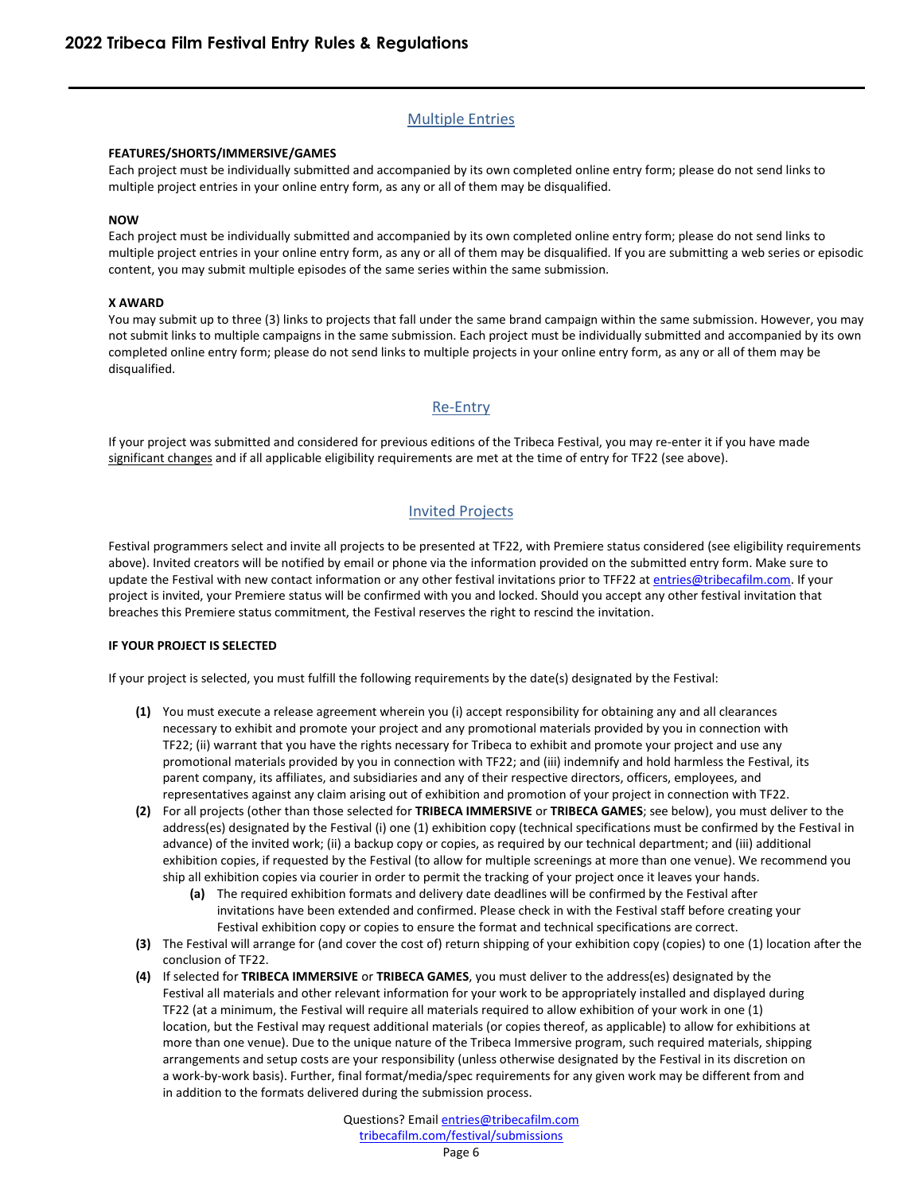## Multiple Entries

**FEATURES/SHORTS/IMMERSIVE/GAMES**

Each project must be individually submitted and accompanied by its own completed online entry form; please do not send links to multiple project entries in your online entry form, as any or all of them may be disqualified.

**NOW**

Each project must be individually submitted and accompanied by its own completed online entry form; please do not send links to multiple project entries in your online entry form, as any or all of them may be disqualified. If you are submitting a web series or episodic content, you may submit multiple episodes of the same series within the same submission.

**X AWARD**

You may submit up to three (3) links to projects that fall under the same brand campaign within the same submission. However, you may not submit links to multiple campaigns in the same submission. Each project must be individually submitted and accompanied by its own completed online entry form; please do not send links to multiple projects in your online entry form, as any or all of them may be disqualified.

## Re-Entry

If your project was submitted and considered for previous editions of the Tribeca Festival, you may re-enter it if you have made significant changes and if all applicable eligibility requirements are met at the time of entry for TF22 (see above).

## Invited Projects

Festival programmers select and invite all projects to be presented at TF22, with Premiere status considered (see eligibility requirements above). Invited creators will be notified by email or phone via the information provided on the submitted entry form. Make sure to update the Festival with new contact information or any other festival invitations prior to TFF22 at entries@tribecafilm.com. If your project is invited, your Premiere status will be confirmed with you and locked. Should you accept any other festival invitation that breaches this Premiere status commitment, the Festival reserves the right to rescind the invitation.

**IF YOUR PROJECT IS SELECTED**

If your project is selected, you must fulfill the following requirements by the date(s) designated by the Festival:

**(1)** You must execute a release agreement wherein you (i) accept responsibility for obtaining any and all clearances necessary to exhibit and promote your project and any promotional materials provided by you in connection with TF22; (ii) warrant that you have the rights necessary for Tribeca to exhibit and promote your project and use any promotional materials provided by you in connection with TF22; and (iii) indemnify and hold harmless the Festival, its parent company, its affiliates, and subsidiaries and any of their respective directors, officers, employees, and representatives against any claim arising out of exhibition and promotion of your project in connection with TF22.

**(2)** For all projects (other than those selected for **TRIBECA IMMERSIVE** or **TRIBECA GAMES**; see below), you must deliver to the address(es) designated by the Festival (i) one (1) exhibition copy (technical specifications must be confirmed by the Festival in advance) of the invited work; (ii) a backup copy or copies, as required by our technical department; and (iii) additional exhibition copies, if requested by the Festival (to allow for multiple screenings at more than one venue). We recommend you ship all exhibition copies via courier in order to permit the tracking of your project once it leaves your hands.

- **(a)** The required exhibition formats and delivery date deadlines will be confirmed by the Festival after invitations have been extended and confirmed. Please check in with the Festival staff before creating your Festival exhibition copy or copies to ensure the format and technical specifications are correct.

**(3)** The Festival will arrange for (and cover the cost of) return shipping of your exhibition copy (copies) to one (1) location after the conclusion of TF22.

**(4)** If selected for **TRIBECA IMMERSIVE** or **TRIBECA GAMES**, you must deliver to the address(es) designated by the Festival all materials and other relevant information for your work to be appropriately installed and displayed during TF22 (at a minimum, the Festival will require all materials required to allow exhibition of your work in one (1) location, but the Festival may request additional materials (or copies thereof, as applicable) to allow for exhibitions at more than one venue). Due to the unique nature of the Tribeca Immersive program, such required materials, shipping arrangements and setup costs are your responsibility (unless otherwise designated by the Festival in its discretion on a work-by-work basis). Further, final format/media/spec requirements for any given work may be different from and in addition to the formats delivered during the submission process.

Questions? Email entries@tribecafilm.com
tribecafilm.com/festival/submissions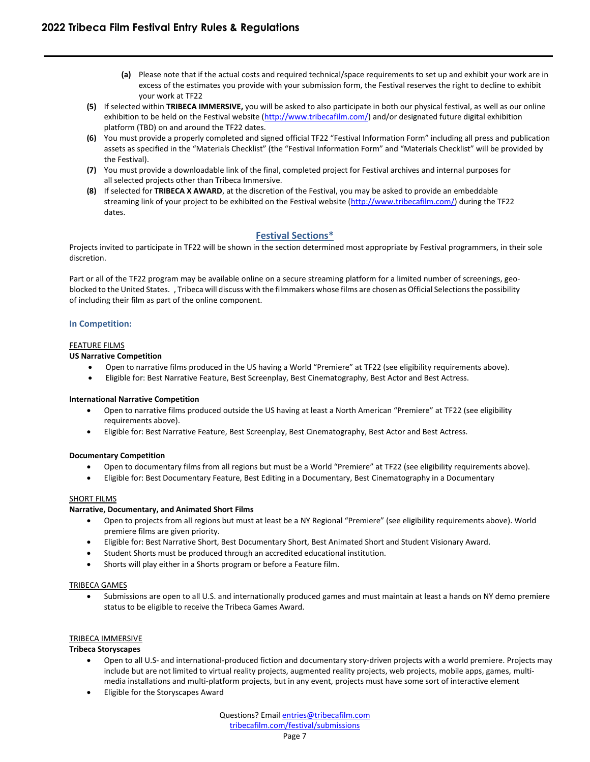(a) Please note that if the actual costs and required technical/space requirements to set up and exhibit your work are in excess of the estimates you provide with your submission form, the Festival reserves the right to decline to exhibit your work at TF22

**(5)** If selected within **TRIBECA IMMERSIVE,** you will be asked to also participate in both our physical festival, as well as our online exhibition to be held on the Festival website (http://www.tribecafilm.com/) and/or designated future digital exhibition platform (TBD) on and around the TF22 dates.

**(6)** You must provide a properly completed and signed official TF22 "Festival Information Form" including all press and publication assets as specified in the "Materials Checklist" (the "Festival Information Form" and "Materials Checklist" will be provided by the Festival).

**(7)** You must provide a downloadable link of the final, completed project for Festival archives and internal purposes for all selected projects other than Tribeca Immersive.

**(8)** If selected for **TRIBECA X AWARD**, at the discretion of the Festival, you may be asked to provide an embeddable streaming link of your project to be exhibited on the Festival website (http://www.tribecafilm.com/) during the TF22 dates.

## Festival Sections*

Projects invited to participate in TF22 will be shown in the section determined most appropriate by Festival programmers, in their sole discretion.

Part or all of the TF22 program may be available online on a secure streaming platform for a limited number of screenings, geo-blocked to the United States. , Tribeca will discuss with the filmmakers whose films are chosen as Official Selections the possibility of including their film as part of the online component.

### In Competition:

FEATURE FILMS

**US Narrative Competition**

- Open to narrative films produced in the US having a World "Premiere" at TF22 (see eligibility requirements above).
- Eligible for: Best Narrative Feature, Best Screenplay, Best Cinematography, Best Actor and Best Actress.

**International Narrative Competition**

- Open to narrative films produced outside the US having at least a North American "Premiere" at TF22 (see eligibility requirements above).
- Eligible for: Best Narrative Feature, Best Screenplay, Best Cinematography, Best Actor and Best Actress.

**Documentary Competition**

- Open to documentary films from all regions but must be a World "Premiere" at TF22 (see eligibility requirements above).
- Eligible for: Best Documentary Feature, Best Editing in a Documentary, Best Cinematography in a Documentary

SHORT FILMS

**Narrative, Documentary, and Animated Short Films**

- Open to projects from all regions but must at least be a NY Regional "Premiere" (see eligibility requirements above). World premiere films are given priority.
- Eligible for: Best Narrative Short, Best Documentary Short, Best Animated Short and Student Visionary Award.
- Student Shorts must be produced through an accredited educational institution.
- Shorts will play either in a Shorts program or before a Feature film.

TRIBECA GAMES

- Submissions are open to all U.S. and internationally produced games and must maintain at least a hands on NY demo premiere status to be eligible to receive the Tribeca Games Award.

TRIBECA IMMERSIVE

**Tribeca Storyscapes**

- Open to all U.S- and international-produced fiction and documentary story-driven projects with a world premiere. Projects may include but are not limited to virtual reality projects, augmented reality projects, web projects, mobile apps, games, multi-media installations and multi-platform projects, but in any event, projects must have some sort of interactive element
- Eligible for the Storyscapes Award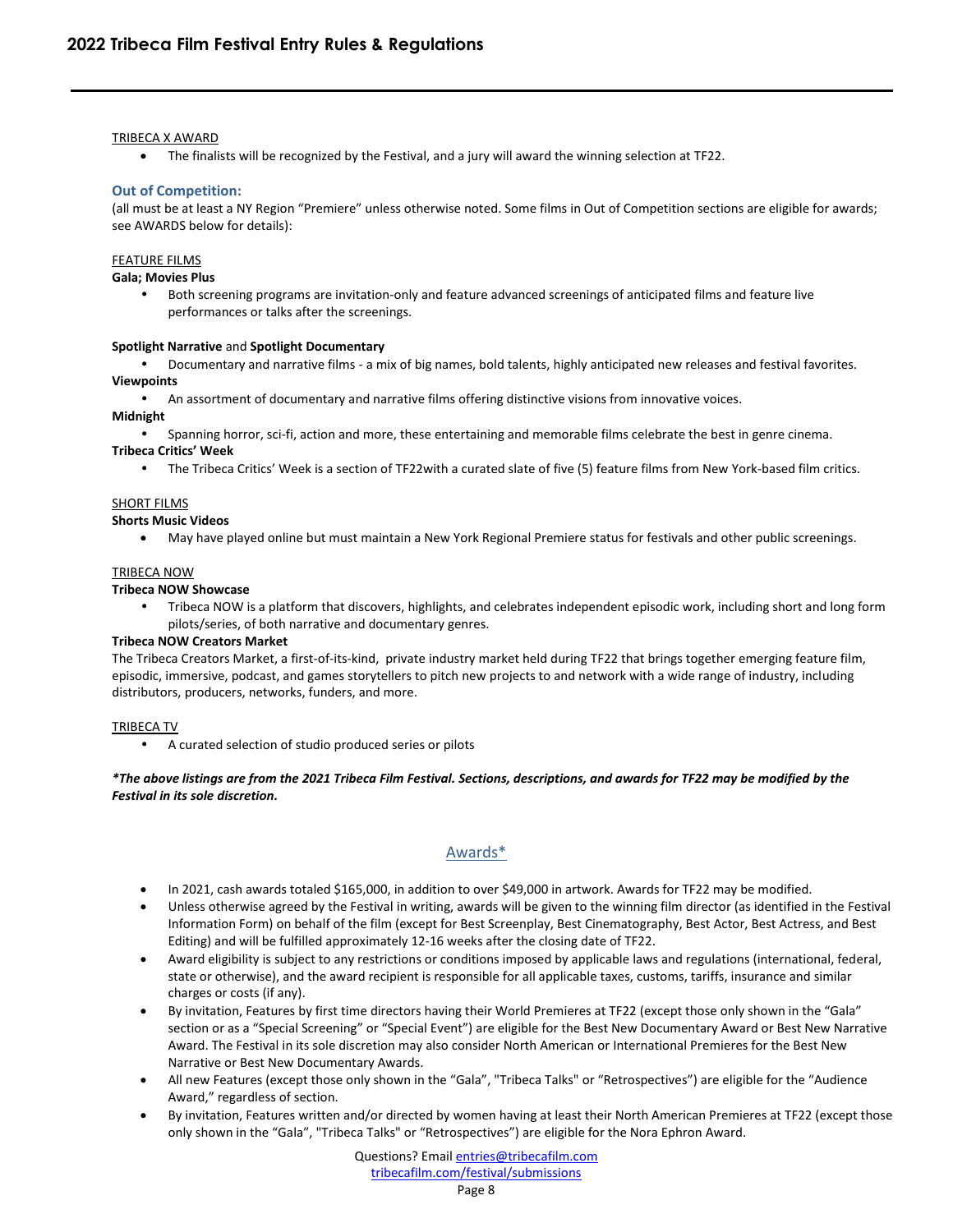TRIBECA X AWARD

- The finalists will be recognized by the Festival, and a jury will award the winning selection at TF22.

### Out of Competition:

(all must be at least a NY Region "Premiere" unless otherwise noted. Some films in Out of Competition sections are eligible for awards; see AWARDS below for details):

FEATURE FILMS

**Gala; Movies Plus**

- Both screening programs are invitation-only and feature advanced screenings of anticipated films and feature live performances or talks after the screenings.

**Spotlight Narrative** and **Spotlight Documentary**

- Documentary and narrative films - a mix of big names, bold talents, highly anticipated new releases and festival favorites.

**Viewpoints**

- An assortment of documentary and narrative films offering distinctive visions from innovative voices.

**Midnight**

- Spanning horror, sci-fi, action and more, these entertaining and memorable films celebrate the best in genre cinema.

**Tribeca Critics' Week**

- The Tribeca Critics' Week is a section of TF22with a curated slate of five (5) feature films from New York-based film critics.

SHORT FILMS

**Shorts Music Videos**

- May have played online but must maintain a New York Regional Premiere status for festivals and other public screenings.

TRIBECA NOW

**Tribeca NOW Showcase**

- Tribeca NOW is a platform that discovers, highlights, and celebrates independent episodic work, including short and long form pilots/series, of both narrative and documentary genres.

**Tribeca NOW Creators Market**

The Tribeca Creators Market, a first-of-its-kind, private industry market held during TF22 that brings together emerging feature film, episodic, immersive, podcast, and games storytellers to pitch new projects to and network with a wide range of industry, including distributors, producers, networks, funders, and more.

TRIBECA TV

- A curated selection of studio produced series or pilots

***The above listings are from the 2021 Tribeca Film Festival. Sections, descriptions, and awards for TF22 may be modified by the Festival in its sole discretion.***

## Awards*

- In 2021, cash awards totaled $165,000, in addition to over $49,000 in artwork. Awards for TF22 may be modified.
- Unless otherwise agreed by the Festival in writing, awards will be given to the winning film director (as identified in the Festival Information Form) on behalf of the film (except for Best Screenplay, Best Cinematography, Best Actor, Best Actress, and Best Editing) and will be fulfilled approximately 12-16 weeks after the closing date of TF22.
- Award eligibility is subject to any restrictions or conditions imposed by applicable laws and regulations (international, federal, state or otherwise), and the award recipient is responsible for all applicable taxes, customs, tariffs, insurance and similar charges or costs (if any).
- By invitation, Features by first time directors having their World Premieres at TF22 (except those only shown in the "Gala" section or as a "Special Screening" or "Special Event") are eligible for the Best New Documentary Award or Best New Narrative Award. The Festival in its sole discretion may also consider North American or International Premieres for the Best New Narrative or Best New Documentary Awards.
- All new Features (except those only shown in the "Gala", "Tribeca Talks" or "Retrospectives") are eligible for the "Audience Award," regardless of section.
- By invitation, Features written and/or directed by women having at least their North American Premieres at TF22 (except those only shown in the "Gala", "Tribeca Talks" or "Retrospectives") are eligible for the Nora Ephron Award.

Questions? Email entries@tribecafilm.com
tribecafilm.com/festival/submissions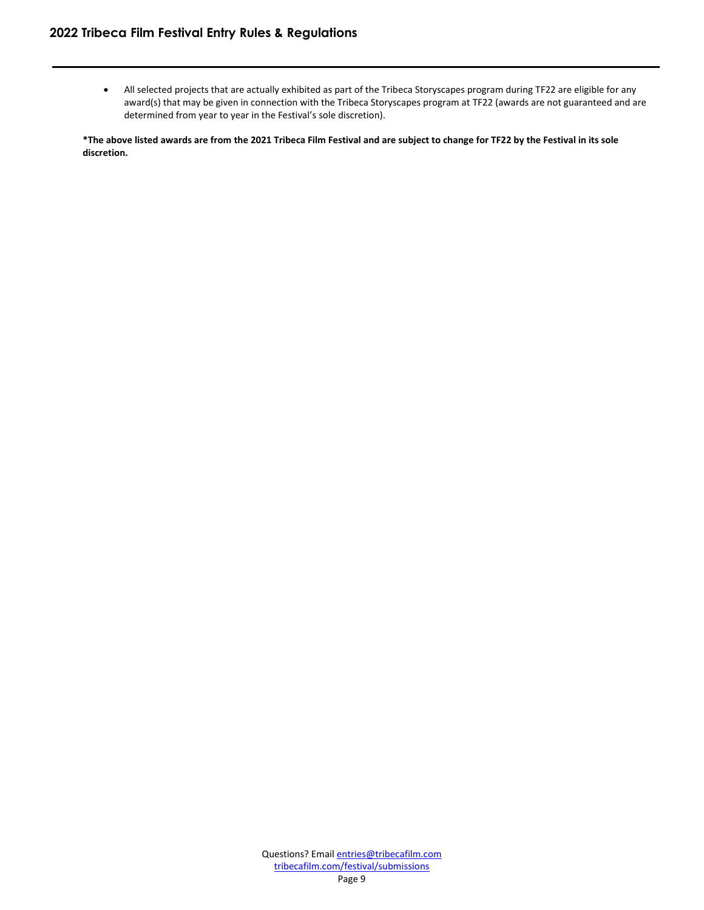- All selected projects that are actually exhibited as part of the Tribeca Storyscapes program during TF22 are eligible for any award(s) that may be given in connection with the Tribeca Storyscapes program at TF22 (awards are not guaranteed and are determined from year to year in the Festival's sole discretion).

**\*The above listed awards are from the 2021 Tribeca Film Festival and are subject to change for TF22 by the Festival in its sole discretion.**